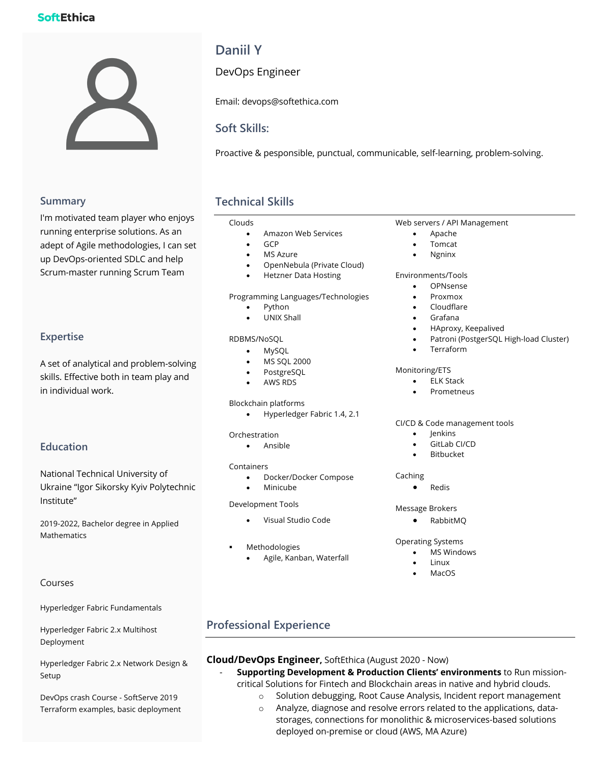SoftEthica

# Daniil Y

DevOps Engineer

Email: devops@softethica.com

## Soft Skills:

Proactive & pesponsible, punctual, communicable, self-learning, problem-solving.

## Summary

I'm motivated team player who enjoys running enterprise solutions. As an adept of Agile methodologies, I can set up DevOps-oriented SDLC and help Scrum-master running Scrum Team

## Expertise

A set of analytical and problem-solving skills. Effective both in team play and in individual work.

## Education

National Technical University of Ukraine "Igor Sikorsky Kyiv Polytechnic Institute"

2019-2022, Bachelor degree in Applied Mathematics

## Courses

Hyperledger Fabric Fundamentals

Hyperledger Fabric 2.x Multihost Deployment

Hyperledger Fabric 2.x Network Design & Setup

DevOps crash Course - SoftServe 2019
Terraform examples, basic deployment

## Technical Skills

Clouds
- Amazon Web Services
- GCP
- MS Azure
- OpenNebula (Private Cloud)
- Hetzner Data Hosting

Programming Languages/Technologies
- Python
- UNIX Shall

RDBMS/NoSQL
- MySQL
- MS SQL 2000
- PostgreSQL
- AWS RDS

Blockchain platforms
- Hyperledger Fabric 1.4, 2.1

Orchestration
- Ansible

Containers
- Docker/Docker Compose
- Minicube

Development Tools
- Visual Studio Code

- Methodologies
  - Agile, Kanban, Waterfall

Web servers / API Management
- Apache
- Tomcat
- Ngninx

Environments/Tools
- OPNsense
- Proxmox
- Cloudflare
- Grafana
- HAproxy, Keepalived
- Patroni (PostgerSQL High-load Cluster)
- Terraform

Monitoring/ETS
- ELK Stack
- Prometneus

CI/CD & Code management tools
- Jenkins
- GitLab CI/CD
- Bitbucket

Caching
- Redis

Message Brokers
- RabbitMQ

Operating Systems
- MS Windows
- Linux
- MacOS

## Professional Experience

**Cloud/DevOps Engineer,** SoftEthica (August 2020 - Now)

- **Supporting Development & Production Clients' environments** to Run mission-critical Solutions for Fintech and Blockchain areas in native and hybrid clouds.
  - Solution debugging, Root Cause Analysis, Incident report management
  - Analyze, diagnose and resolve errors related to the applications, data-storages, connections for monolithic & microservices-based solutions deployed on-premise or cloud (AWS, MA Azure)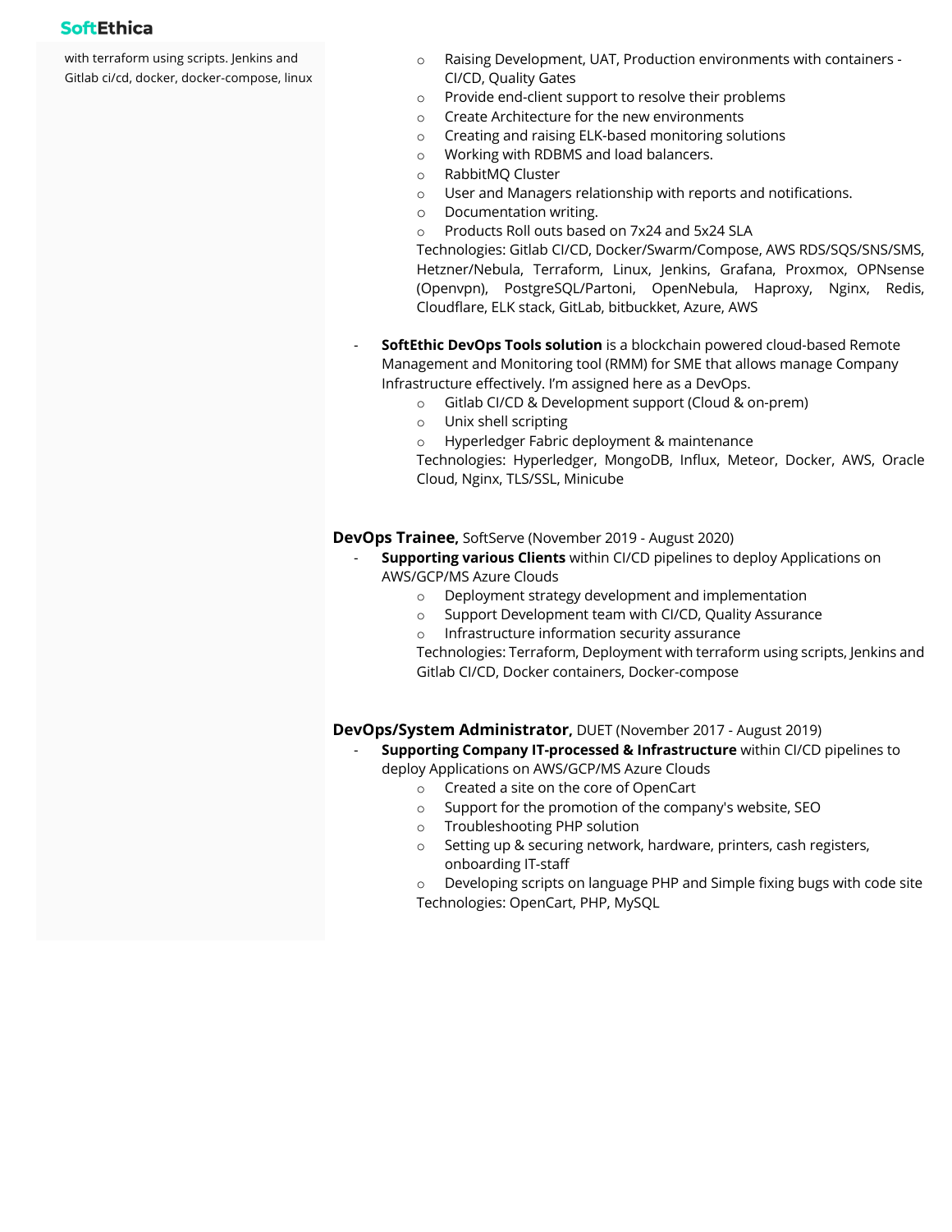with terraform using scripts. Jenkins and Gitlab ci/cd, docker, docker-compose, linux

- Raising Development, UAT, Production environments with containers - CI/CD, Quality Gates
- Provide end-client support to resolve their problems
- Create Architecture for the new environments
- Creating and raising ELK-based monitoring solutions
- Working with RDBMS and load balancers.
- RabbitMQ Cluster
- User and Managers relationship with reports and notifications.
- Documentation writing.
- Products Roll outs based on 7x24 and 5x24 SLA

Technologies: Gitlab CI/CD, Docker/Swarm/Compose, AWS RDS/SQS/SNS/SMS, Hetzner/Nebula, Terraform, Linux, Jenkins, Grafana, Proxmox, OPNsense (Openvpn), PostgreSQL/Partoni, OpenNebula, Haproxy, Nginx, Redis, Cloudflare, ELK stack, GitLab, bitbuckket, Azure, AWS

- **SoftEthic DevOps Tools solution** is a blockchain powered cloud-based Remote Management and Monitoring tool (RMM) for SME that allows manage Company Infrastructure effectively. I'm assigned here as a DevOps.
  - Gitlab CI/CD & Development support (Cloud & on-prem)
  - Unix shell scripting
  - Hyperledger Fabric deployment & maintenance

  Technologies: Hyperledger, MongoDB, Influx, Meteor, Docker, AWS, Oracle Cloud, Nginx, TLS/SSL, Minicube

**DevOps Trainee,** SoftServe (November 2019 - August 2020)

- **Supporting various Clients** within CI/CD pipelines to deploy Applications on AWS/GCP/MS Azure Clouds
  - Deployment strategy development and implementation
  - Support Development team with CI/CD, Quality Assurance
  - Infrastructure information security assurance

  Technologies: Terraform, Deployment with terraform using scripts, Jenkins and Gitlab CI/CD, Docker containers, Docker-compose

**DevOps/System Administrator,** DUET (November 2017 - August 2019)

- **Supporting Company IT-processed & Infrastructure** within CI/CD pipelines to deploy Applications on AWS/GCP/MS Azure Clouds
  - Created a site on the core of OpenCart
  - Support for the promotion of the company's website, SEO
  - Troubleshooting PHP solution
  - Setting up & securing network, hardware, printers, cash registers, onboarding IT-staff
  - Developing scripts on language PHP and Simple fixing bugs with code site

  Technologies: OpenCart, PHP, MySQL